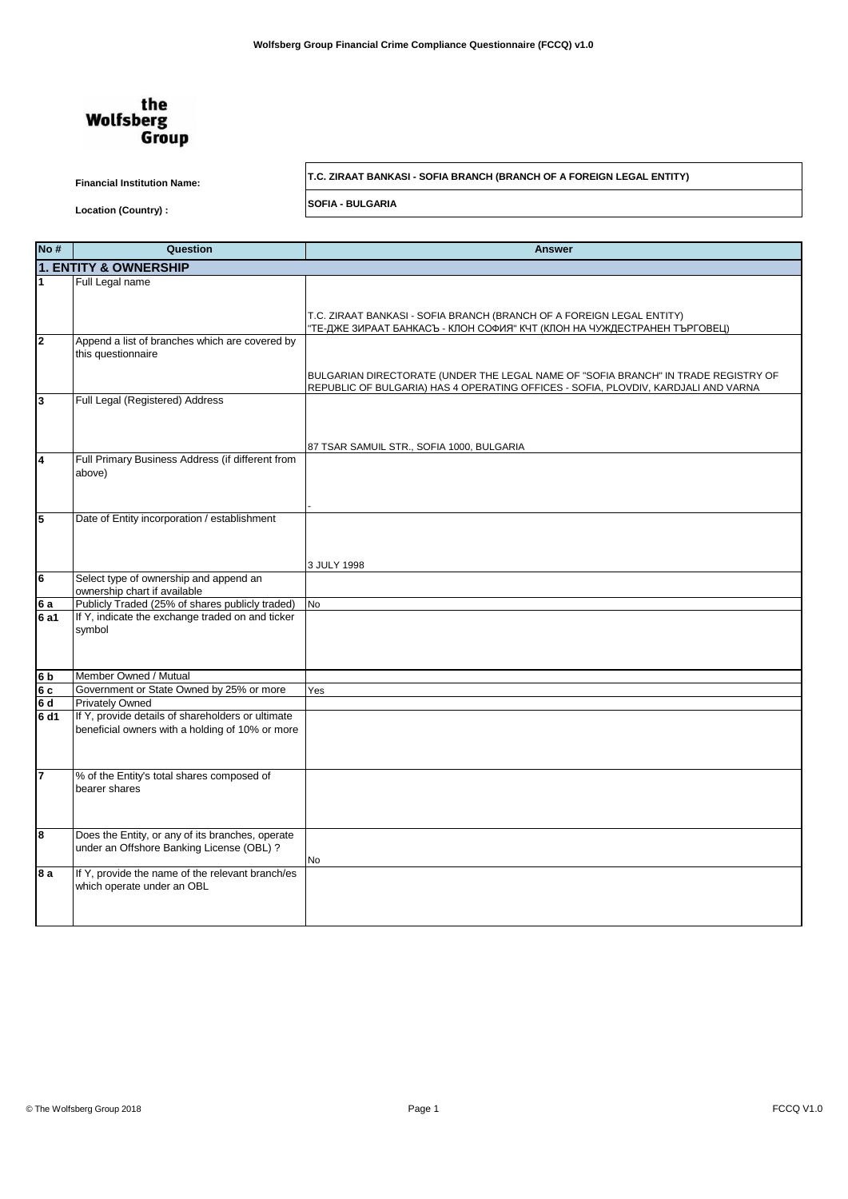# Wolfsberg Group Financial Crime Compliance Questionnaire (FCCQ) v1.0

the Wolfsberg Group

**Financial Institution Name:** **T.C. ZIRAAT BANKASI - SOFIA BRANCH (BRANCH OF A FOREIGN LEGAL ENTITY)**

**Location (Country) :** **SOFIA - BULGARIA**

| No # | Question | Answer |
|---|---|---|
| **1. ENTITY & OWNERSHIP** | | |
| 1 | Full Legal name | T.C. ZIRAAT BANKASI - SOFIA BRANCH (BRANCH OF A FOREIGN LEGAL ENTITY) "ТЕ-ДЖЕ ЗИРААТ БАНКАСЪ - КЛОН СОФИЯ" КЧТ (КЛОН НА ЧУЖДЕСТРАНЕН ТЪРГОВЕЦ) |
| 2 | Append a list of branches which are covered by this questionnaire | BULGARIAN DIRECTORATE (UNDER THE LEGAL NAME OF "SOFIA BRANCH" IN TRADE REGISTRY OF REPUBLIC OF BULGARIA) HAS 4 OPERATING OFFICES - SOFIA, PLOVDIV, KARDJALI AND VARNA |
| 3 | Full Legal (Registered) Address | 87 TSAR SAMUIL STR., SOFIA 1000, BULGARIA |
| 4 | Full Primary Business Address (if different from above) | - |
| 5 | Date of Entity incorporation / establishment | 3 JULY 1998 |
| 6 | Select type of ownership and append an ownership chart if available | |
| 6 a | Publicly Traded (25% of shares publicly traded) | No |
| 6 a1 | If Y, indicate the exchange traded on and ticker symbol | |
| 6 b | Member Owned / Mutual | |
| 6 c | Government or State Owned by 25% or more | Yes |
| 6 d | Privately Owned | |
| 6 d1 | If Y, provide details of shareholders or ultimate beneficial owners with a holding of 10% or more | |
| 7 | % of the Entity's total shares composed of bearer shares | |
| 8 | Does the Entity, or any of its branches, operate under an Offshore Banking License (OBL) ? | No |
| 8 a | If Y, provide the name of the relevant branch/es which operate under an OBL | |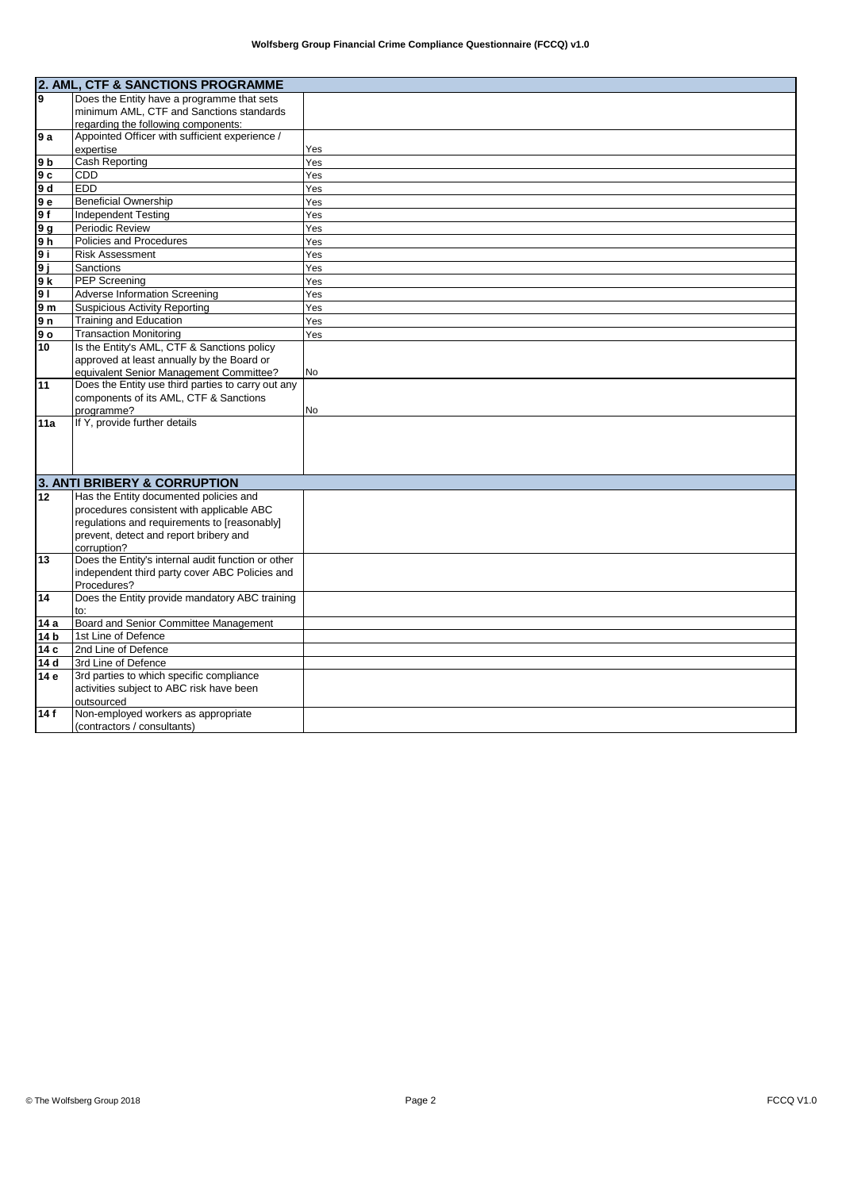| 2. AML, CTF & SANCTIONS PROGRAMME | | |
|---|---|---|
| 9 | Does the Entity have a programme that sets minimum AML, CTF and Sanctions standards regarding the following components: | |
| 9 a | Appointed Officer with sufficient experience / expertise | Yes |
| 9 b | Cash Reporting | Yes |
| 9 c | CDD | Yes |
| 9 d | EDD | Yes |
| 9 e | Beneficial Ownership | Yes |
| 9 f | Independent Testing | Yes |
| 9 g | Periodic Review | Yes |
| 9 h | Policies and Procedures | Yes |
| 9 i | Risk Assessment | Yes |
| 9 j | Sanctions | Yes |
| 9 k | PEP Screening | Yes |
| 9 l | Adverse Information Screening | Yes |
| 9 m | Suspicious Activity Reporting | Yes |
| 9 n | Training and Education | Yes |
| 9 o | Transaction Monitoring | Yes |
| 10 | Is the Entity's AML, CTF & Sanctions policy approved at least annually by the Board or equivalent Senior Management Committee? | No |
| 11 | Does the Entity use third parties to carry out any components of its AML, CTF & Sanctions programme? | No |
| 11a | If Y, provide further details | |

| 3. ANTI BRIBERY & CORRUPTION | | |
|---|---|---|
| 12 | Has the Entity documented policies and procedures consistent with applicable ABC regulations and requirements to [reasonably] prevent, detect and report bribery and corruption? | |
| 13 | Does the Entity's internal audit function or other independent third party cover ABC Policies and Procedures? | |
| 14 | Does the Entity provide mandatory ABC training to: | |
| 14 a | Board and Senior Committee Management | |
| 14 b | 1st Line of Defence | |
| 14 c | 2nd Line of Defence | |
| 14 d | 3rd Line of Defence | |
| 14 e | 3rd parties to which specific compliance activities subject to ABC risk have been outsourced | |
| 14 f | Non-employed workers as appropriate (contractors / consultants) | |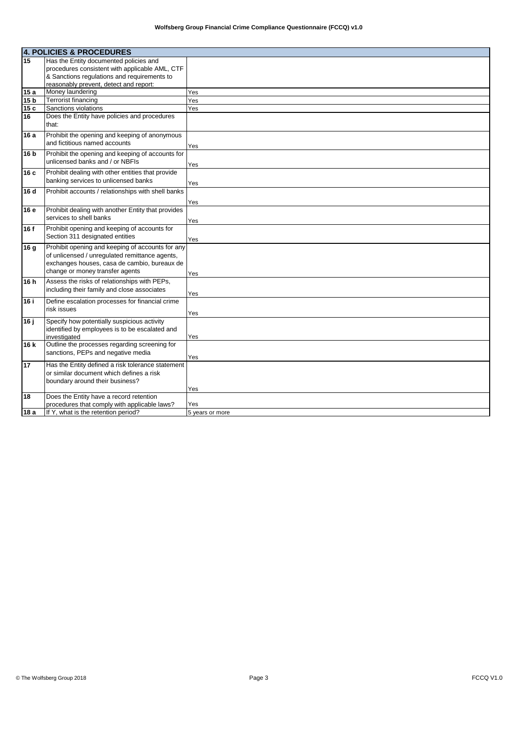| 4. POLICIES & PROCEDURES | | |
|---|---|---|
| 15 | Has the Entity documented policies and procedures consistent with applicable AML, CTF & Sanctions regulations and requirements to reasonably prevent, detect and report: | |
| 15 a | Money laundering | Yes |
| 15 b | Terrorist financing | Yes |
| 15 c | Sanctions violations | Yes |
| 16 | Does the Entity have policies and procedures that: | |
| 16 a | Prohibit the opening and keeping of anonymous and fictitious named accounts | Yes |
| 16 b | Prohibit the opening and keeping of accounts for unlicensed banks and / or NBFIs | Yes |
| 16 c | Prohibit dealing with other entities that provide banking services to unlicensed banks | Yes |
| 16 d | Prohibit accounts / relationships with shell banks | Yes |
| 16 e | Prohibit dealing with another Entity that provides services to shell banks | Yes |
| 16 f | Prohibit opening and keeping of accounts for Section 311 designated entities | Yes |
| 16 g | Prohibit opening and keeping of accounts for any of unlicensed / unregulated remittance agents, exchanges houses, casa de cambio, bureaux de change or money transfer agents | Yes |
| 16 h | Assess the risks of relationships with PEPs, including their family and close associates | Yes |
| 16 i | Define escalation processes for financial crime risk issues | Yes |
| 16 j | Specify how potentially suspicious activity identified by employees is to be escalated and investigated | Yes |
| 16 k | Outline the processes regarding screening for sanctions, PEPs and negative media | Yes |
| 17 | Has the Entity defined a risk tolerance statement or similar document which defines a risk boundary around their business? | Yes |
| 18 | Does the Entity have a record retention procedures that comply with applicable laws? | Yes |
| 18 a | If Y, what is the retention period? | 5 years or more |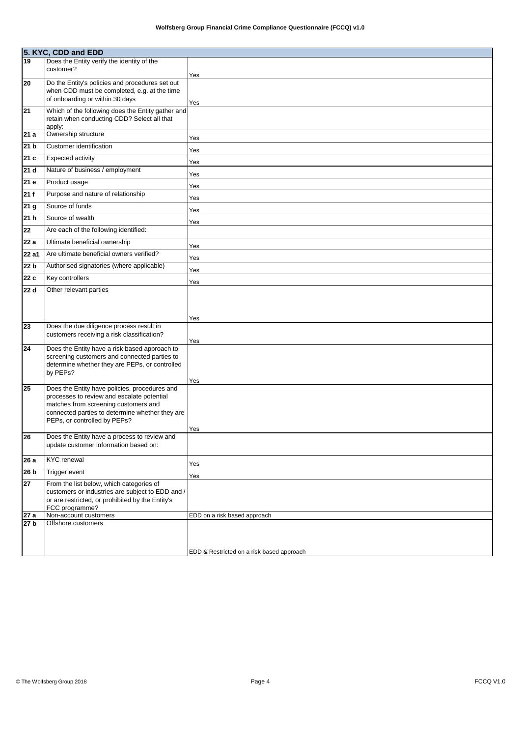## 5. KYC, CDD and EDD

| | | |
|---|---|---|
| 19 | Does the Entity verify the identity of the customer? | Yes |
| 20 | Do the Entity's policies and procedures set out when CDD must be completed, e.g. at the time of onboarding or within 30 days | Yes |
| 21 | Which of the following does the Entity gather and retain when conducting CDD? Select all that apply: | |
| 21 a | Ownership structure | Yes |
| 21 b | Customer identification | Yes |
| 21 c | Expected activity | Yes |
| 21 d | Nature of business / employment | Yes |
| 21 e | Product usage | Yes |
| 21 f | Purpose and nature of relationship | Yes |
| 21 g | Source of funds | Yes |
| 21 h | Source of wealth | Yes |
| 22 | Are each of the following identified: | |
| 22 a | Ultimate beneficial ownership | Yes |
| 22 a1 | Are ultimate beneficial owners verified? | Yes |
| 22 b | Authorised signatories (where applicable) | Yes |
| 22 c | Key controllers | Yes |
| 22 d | Other relevant parties | Yes |
| 23 | Does the due diligence process result in customers receiving a risk classification? | Yes |
| 24 | Does the Entity have a risk based approach to screening customers and connected parties to determine whether they are PEPs, or controlled by PEPs? | Yes |
| 25 | Does the Entity have policies, procedures and processes to review and escalate potential matches from screening customers and connected parties to determine whether they are PEPs, or controlled by PEPs? | Yes |
| 26 | Does the Entity have a process to review and update customer information based on: | |
| 26 a | KYC renewal | Yes |
| 26 b | Trigger event | Yes |
| 27 | From the list below, which categories of customers or industries are subject to EDD and / or are restricted, or prohibited by the Entity's FCC programme? | |
| 27 a | Non-account customers | EDD on a risk based approach |
| 27 b | Offshore customers | EDD & Restricted on a risk based approach |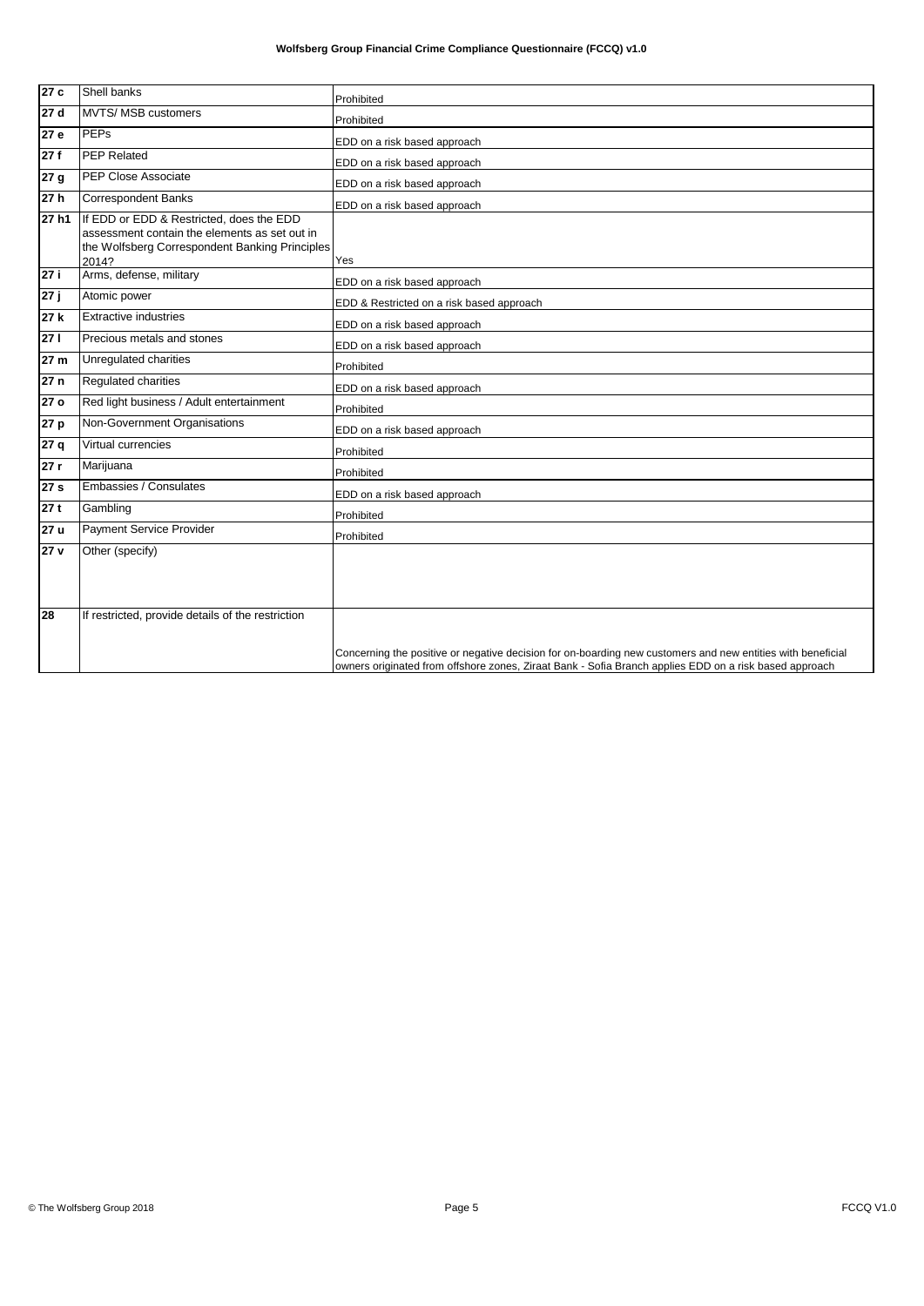| | | |
|---|---|---|
| 27 c | Shell banks | Prohibited |
| 27 d | MVTS/ MSB customers | Prohibited |
| 27 e | PEPs | EDD on a risk based approach |
| 27 f | PEP Related | EDD on a risk based approach |
| 27 g | PEP Close Associate | EDD on a risk based approach |
| 27 h | Correspondent Banks | EDD on a risk based approach |
| 27 h1 | If EDD or EDD & Restricted, does the EDD assessment contain the elements as set out in the Wolfsberg Correspondent Banking Principles 2014? | Yes |
| 27 i | Arms, defense, military | EDD on a risk based approach |
| 27 j | Atomic power | EDD & Restricted on a risk based approach |
| 27 k | Extractive industries | EDD on a risk based approach |
| 27 l | Precious metals and stones | EDD on a risk based approach |
| 27 m | Unregulated charities | Prohibited |
| 27 n | Regulated charities | EDD on a risk based approach |
| 27 o | Red light business / Adult entertainment | Prohibited |
| 27 p | Non-Government Organisations | EDD on a risk based approach |
| 27 q | Virtual currencies | Prohibited |
| 27 r | Marijuana | Prohibited |
| 27 s | Embassies / Consulates | EDD on a risk based approach |
| 27 t | Gambling | Prohibited |
| 27 u | Payment Service Provider | Prohibited |
| 27 v | Other (specify) | |
| 28 | If restricted, provide details of the restriction | Concerning the positive or negative decision for on-boarding new customers and new entities with beneficial owners originated from offshore zones, Ziraat Bank - Sofia Branch applies EDD on a risk based approach |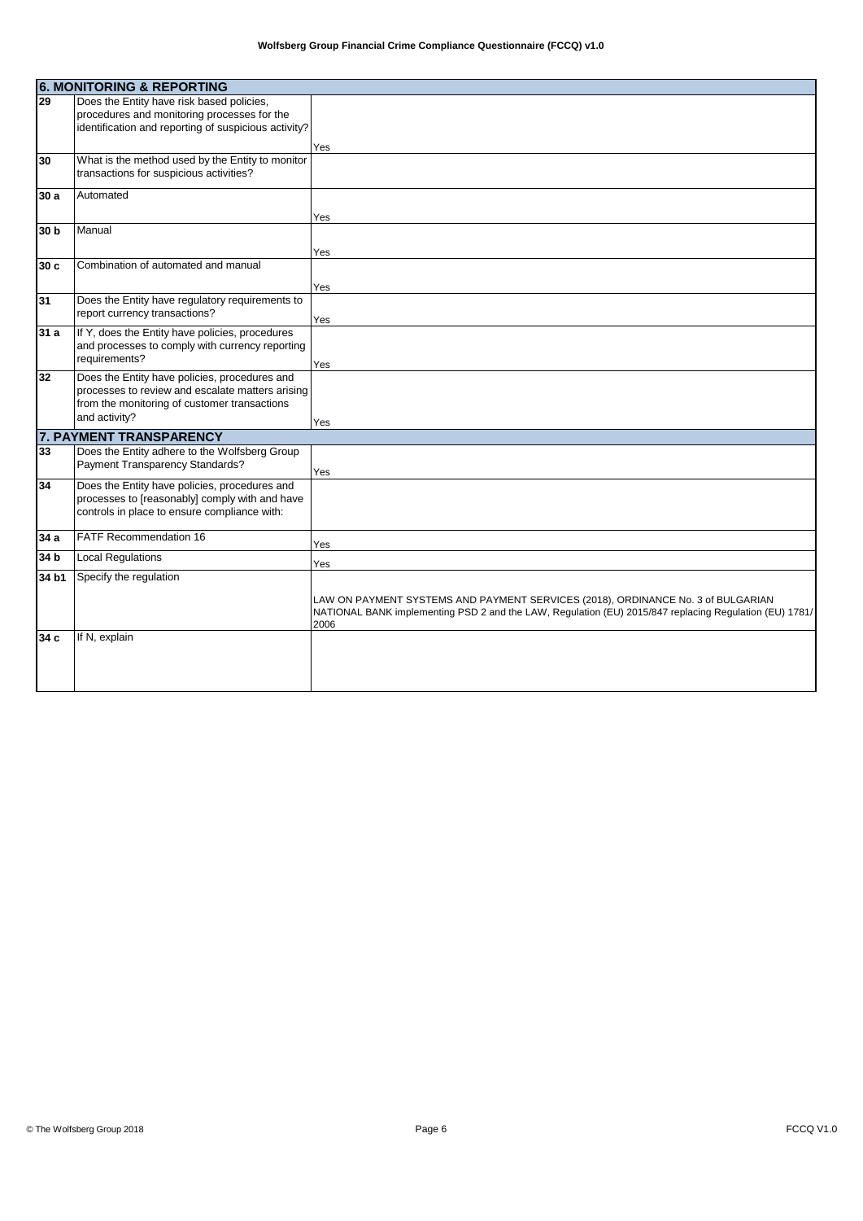| **6. MONITORING & REPORTING** | | |
|---|---|---|
| 29 | Does the Entity have risk based policies, procedures and monitoring processes for the identification and reporting of suspicious activity? | Yes |
| 30 | What is the method used by the Entity to monitor transactions for suspicious activities? | |
| 30 a | Automated | Yes |
| 30 b | Manual | Yes |
| 30 c | Combination of automated and manual | Yes |
| 31 | Does the Entity have regulatory requirements to report currency transactions? | Yes |
| 31 a | If Y, does the Entity have policies, procedures and processes to comply with currency reporting requirements? | Yes |
| 32 | Does the Entity have policies, procedures and processes to review and escalate matters arising from the monitoring of customer transactions and activity? | Yes |
| **7. PAYMENT TRANSPARENCY** | | |
| 33 | Does the Entity adhere to the Wolfsberg Group Payment Transparency Standards? | Yes |
| 34 | Does the Entity have policies, procedures and processes to [reasonably] comply with and have controls in place to ensure compliance with: | |
| 34 a | FATF Recommendation 16 | Yes |
| 34 b | Local Regulations | Yes |
| 34 b1 | Specify the regulation | LAW ON PAYMENT SYSTEMS AND PAYMENT SERVICES (2018), ORDINANCE No. 3 of BULGARIAN NATIONAL BANK implementing PSD 2 and the LAW, Regulation (EU) 2015/847 replacing Regulation (EU) 1781/2006 |
| 34 c | If N, explain | |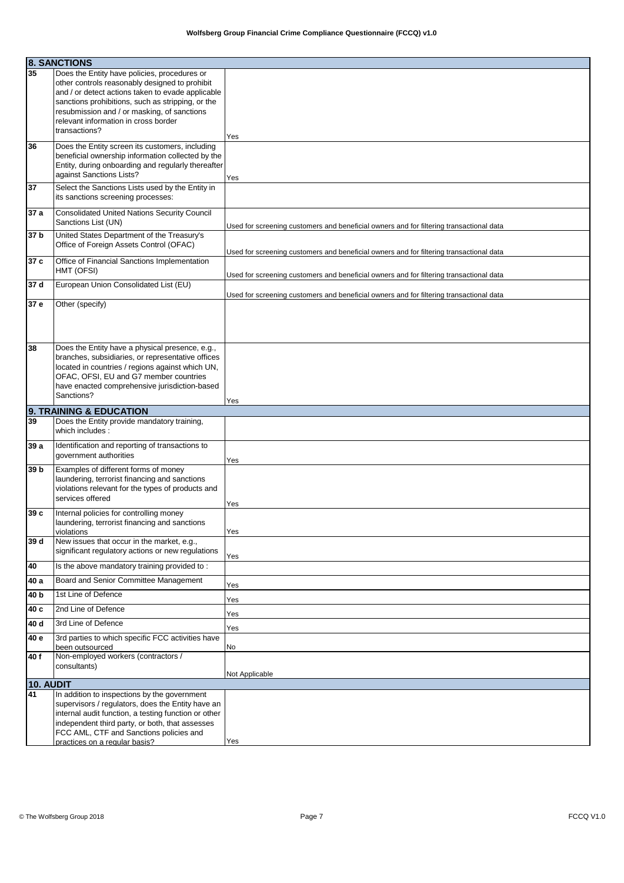| | | |
|---|---|---|
| **8. SANCTIONS** | | |
| 35 | Does the Entity have policies, procedures or other controls reasonably designed to prohibit and / or detect actions taken to evade applicable sanctions prohibitions, such as stripping, or the resubmission and / or masking, of sanctions relevant information in cross border transactions? | Yes |
| 36 | Does the Entity screen its customers, including beneficial ownership information collected by the Entity, during onboarding and regularly thereafter against Sanctions Lists? | Yes |
| 37 | Select the Sanctions Lists used by the Entity in its sanctions screening processes: | |
| 37 a | Consolidated United Nations Security Council Sanctions List (UN) | Used for screening customers and beneficial owners and for filtering transactional data |
| 37 b | United States Department of the Treasury's Office of Foreign Assets Control (OFAC) | Used for screening customers and beneficial owners and for filtering transactional data |
| 37 c | Office of Financial Sanctions Implementation HMT (OFSI) | Used for screening customers and beneficial owners and for filtering transactional data |
| 37 d | European Union Consolidated List (EU) | Used for screening customers and beneficial owners and for filtering transactional data |
| 37 e | Other (specify) | |
| 38 | Does the Entity have a physical presence, e.g., branches, subsidiaries, or representative offices located in countries / regions against which UN, OFAC, OFSI, EU and G7 member countries have enacted comprehensive jurisdiction-based Sanctions? | Yes |
| **9. TRAINING & EDUCATION** | | |
| 39 | Does the Entity provide mandatory training, which includes : | |
| 39 a | Identification and reporting of transactions to government authorities | Yes |
| 39 b | Examples of different forms of money laundering, terrorist financing and sanctions violations relevant for the types of products and services offered | Yes |
| 39 c | Internal policies for controlling money laundering, terrorist financing and sanctions violations | Yes |
| 39 d | New issues that occur in the market, e.g., significant regulatory actions or new regulations | Yes |
| 40 | Is the above mandatory training provided to : | |
| 40 a | Board and Senior Committee Management | Yes |
| 40 b | 1st Line of Defence | Yes |
| 40 c | 2nd Line of Defence | Yes |
| 40 d | 3rd Line of Defence | Yes |
| 40 e | 3rd parties to which specific FCC activities have been outsourced | No |
| 40 f | Non-employed workers (contractors / consultants) | Not Applicable |
| **10. AUDIT** | | |
| 41 | In addition to inspections by the government supervisors / regulators, does the Entity have an internal audit function, a testing function or other independent third party, or both, that assesses FCC AML, CTF and Sanctions policies and practices on a regular basis? | Yes |